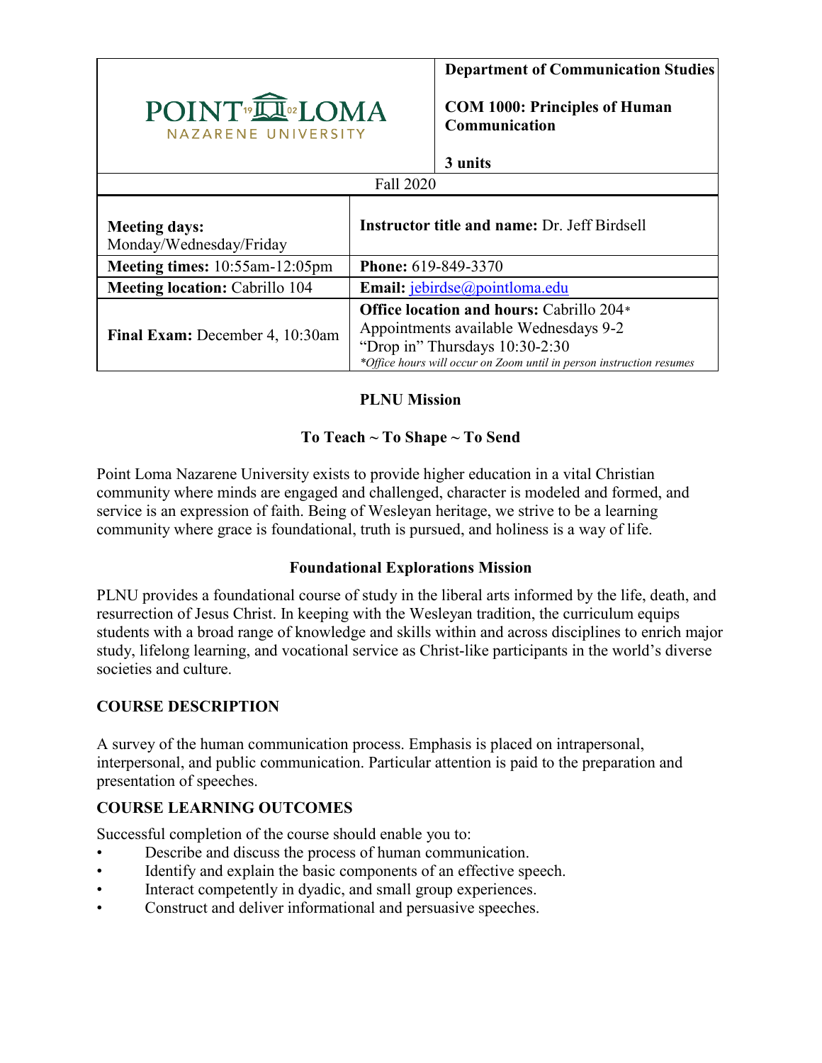| POINT LOMA NAZARENE UNIVERSITY | **Department of Communication Studies**<br><br>**COM 1000: Principles of Human Communication**<br><br>**3 units** |
|---|---|
| Fall 2020 | |

| | |
|---|---|
| **Meeting days:** Monday/Wednesday/Friday | **Instructor title and name:** Dr. Jeff Birdsell |
| **Meeting times:** 10:55am-12:05pm | **Phone:** 619-849-3370 |
| **Meeting location:** Cabrillo 104 | **Email:** jebirdse@pointloma.edu |
| **Final Exam:** December 4, 10:30am | **Office location and hours:** Cabrillo 204* Appointments available Wednesdays 9-2 "Drop in" Thursdays 10:30-2:30 *\*Office hours will occur on Zoom until in person instruction resumes* |

## PLNU Mission

### To Teach ~ To Shape ~ To Send

Point Loma Nazarene University exists to provide higher education in a vital Christian community where minds are engaged and challenged, character is modeled and formed, and service is an expression of faith. Being of Wesleyan heritage, we strive to be a learning community where grace is foundational, truth is pursued, and holiness is a way of life.

## Foundational Explorations Mission

PLNU provides a foundational course of study in the liberal arts informed by the life, death, and resurrection of Jesus Christ. In keeping with the Wesleyan tradition, the curriculum equips students with a broad range of knowledge and skills within and across disciplines to enrich major study, lifelong learning, and vocational service as Christ-like participants in the world's diverse societies and culture.

## COURSE DESCRIPTION

A survey of the human communication process. Emphasis is placed on intrapersonal, interpersonal, and public communication. Particular attention is paid to the preparation and presentation of speeches.

## COURSE LEARNING OUTCOMES

Successful completion of the course should enable you to:

- Describe and discuss the process of human communication.
- Identify and explain the basic components of an effective speech.
- Interact competently in dyadic, and small group experiences.
- Construct and deliver informational and persuasive speeches.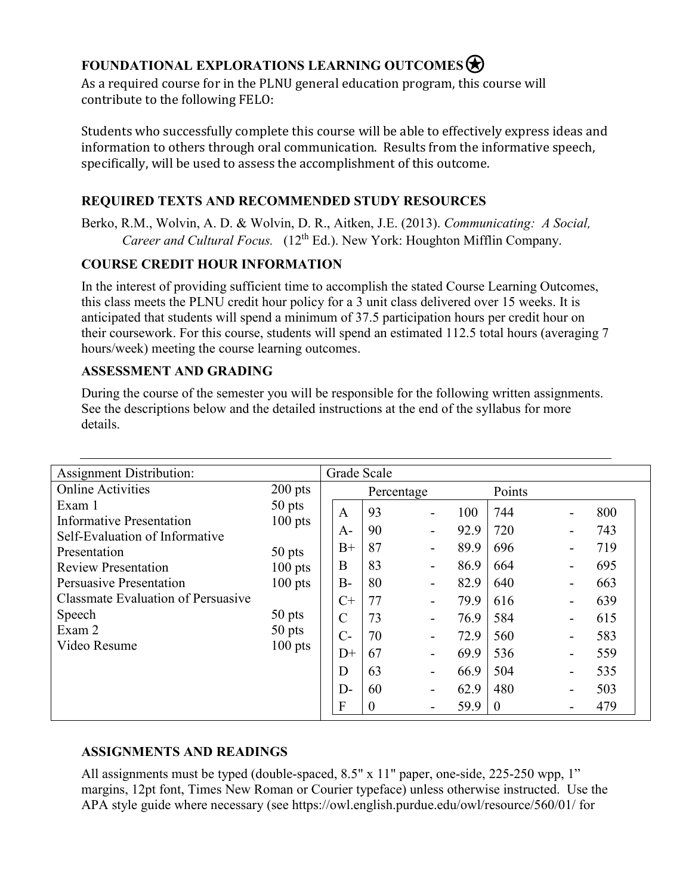## FOUNDATIONAL EXPLORATIONS LEARNING OUTCOMES ★

As a required course for in the PLNU general education program, this course will contribute to the following FELO:

Students who successfully complete this course will be able to effectively express ideas and information to others through oral communication. Results from the informative speech, specifically, will be used to assess the accomplishment of this outcome.

## REQUIRED TEXTS AND RECOMMENDED STUDY RESOURCES

Berko, R.M., Wolvin, A. D. & Wolvin, D. R., Aitken, J.E. (2013). *Communicating: A Social, Career and Cultural Focus.* (12th Ed.). New York: Houghton Mifflin Company.

## COURSE CREDIT HOUR INFORMATION

In the interest of providing sufficient time to accomplish the stated Course Learning Outcomes, this class meets the PLNU credit hour policy for a 3 unit class delivered over 15 weeks. It is anticipated that students will spend a minimum of 37.5 participation hours per credit hour on their coursework. For this course, students will spend an estimated 112.5 total hours (averaging 7 hours/week) meeting the course learning outcomes.

## ASSESSMENT AND GRADING

During the course of the semester you will be responsible for the following written assignments. See the descriptions below and the detailed instructions at the end of the syllabus for more details.

| Assignment Distribution: | |
|---|---|
| Online Activities | 200 pts |
| Exam 1 | 50 pts |
| Informative Presentation | 100 pts |
| Self-Evaluation of Informative Presentation | 50 pts |
| Review Presentation | 100 pts |
| Persuasive Presentation | 100 pts |
| Classmate Evaluation of Persuasive Speech | 50 pts |
| Exam 2 | 50 pts |
| Video Resume | 100 pts |

Grade Scale

| Grade | Percentage | Points |
|---|---|---|
| A | 93 - 100 | 744 - 800 |
| A- | 90 - 92.9 | 720 - 743 |
| B+ | 87 - 89.9 | 696 - 719 |
| B | 83 - 86.9 | 664 - 695 |
| B- | 80 - 82.9 | 640 - 663 |
| C+ | 77 - 79.9 | 616 - 639 |
| C | 73 - 76.9 | 584 - 615 |
| C- | 70 - 72.9 | 560 - 583 |
| D+ | 67 - 69.9 | 536 - 559 |
| D | 63 - 66.9 | 504 - 535 |
| D- | 60 - 62.9 | 480 - 503 |
| F | 0 - 59.9 | 0 - 479 |

## ASSIGNMENTS AND READINGS

All assignments must be typed (double-spaced, 8.5" x 11" paper, one-side, 225-250 wpp, 1" margins, 12pt font, Times New Roman or Courier typeface) unless otherwise instructed. Use the APA style guide where necessary (see https://owl.english.purdue.edu/owl/resource/560/01/ for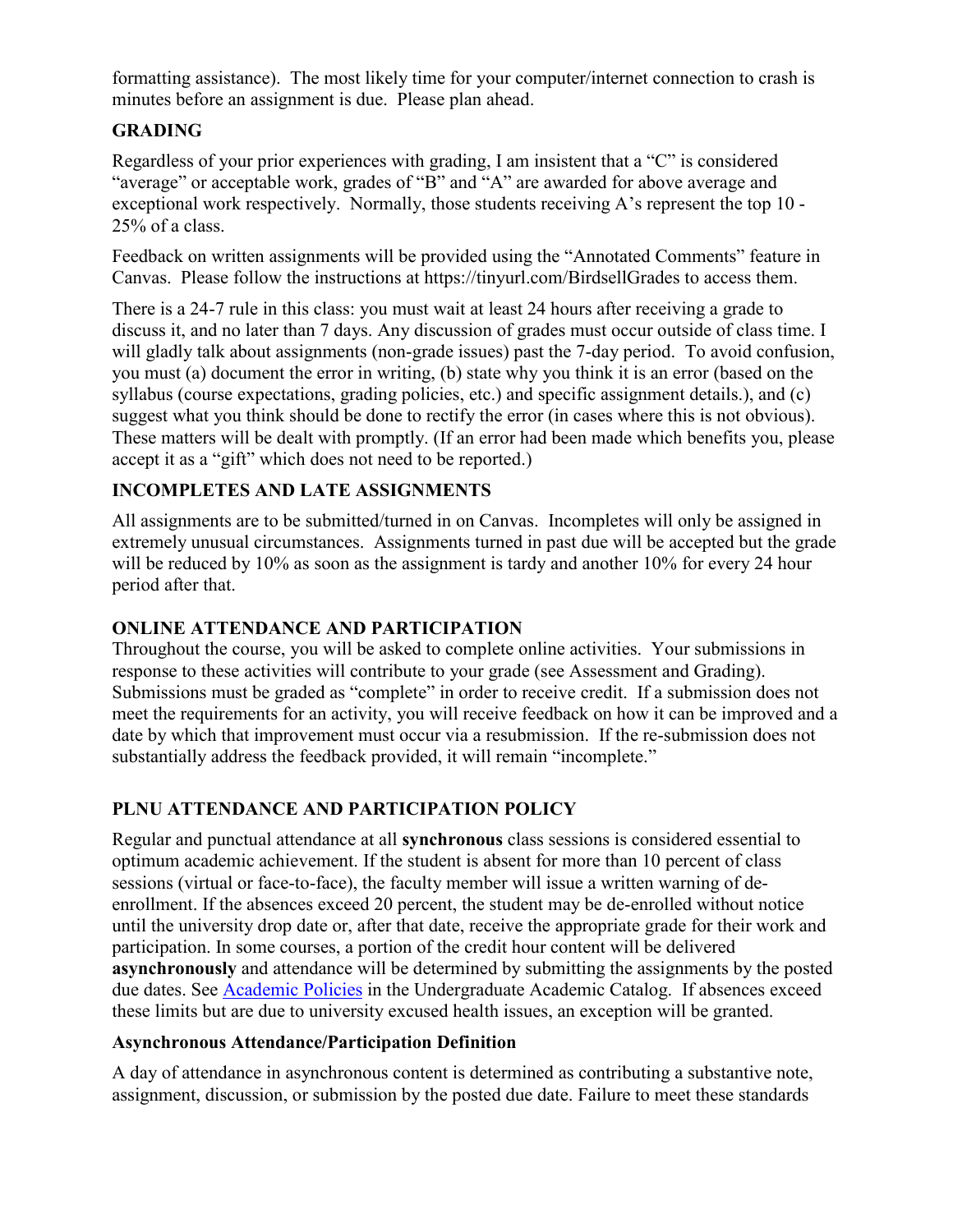formatting assistance). The most likely time for your computer/internet connection to crash is minutes before an assignment is due. Please plan ahead.

## GRADING

Regardless of your prior experiences with grading, I am insistent that a "C" is considered "average" or acceptable work, grades of "B" and "A" are awarded for above average and exceptional work respectively. Normally, those students receiving A's represent the top 10 - 25% of a class.

Feedback on written assignments will be provided using the "Annotated Comments" feature in Canvas. Please follow the instructions at https://tinyurl.com/BirdsellGrades to access them.

There is a 24-7 rule in this class: you must wait at least 24 hours after receiving a grade to discuss it, and no later than 7 days. Any discussion of grades must occur outside of class time. I will gladly talk about assignments (non-grade issues) past the 7-day period. To avoid confusion, you must (a) document the error in writing, (b) state why you think it is an error (based on the syllabus (course expectations, grading policies, etc.) and specific assignment details.), and (c) suggest what you think should be done to rectify the error (in cases where this is not obvious). These matters will be dealt with promptly. (If an error had been made which benefits you, please accept it as a "gift" which does not need to be reported.)

## INCOMPLETES AND LATE ASSIGNMENTS

All assignments are to be submitted/turned in on Canvas. Incompletes will only be assigned in extremely unusual circumstances. Assignments turned in past due will be accepted but the grade will be reduced by 10% as soon as the assignment is tardy and another 10% for every 24 hour period after that.

## ONLINE ATTENDANCE AND PARTICIPATION

Throughout the course, you will be asked to complete online activities. Your submissions in response to these activities will contribute to your grade (see Assessment and Grading). Submissions must be graded as "complete" in order to receive credit. If a submission does not meet the requirements for an activity, you will receive feedback on how it can be improved and a date by which that improvement must occur via a resubmission. If the re-submission does not substantially address the feedback provided, it will remain "incomplete."

## PLNU ATTENDANCE AND PARTICIPATION POLICY

Regular and punctual attendance at all **synchronous** class sessions is considered essential to optimum academic achievement. If the student is absent for more than 10 percent of class sessions (virtual or face-to-face), the faculty member will issue a written warning of de-enrollment. If the absences exceed 20 percent, the student may be de-enrolled without notice until the university drop date or, after that date, receive the appropriate grade for their work and participation. In some courses, a portion of the credit hour content will be delivered **asynchronously** and attendance will be determined by submitting the assignments by the posted due dates. See [Academic Policies] in the Undergraduate Academic Catalog. If absences exceed these limits but are due to university excused health issues, an exception will be granted.

### Asynchronous Attendance/Participation Definition

A day of attendance in asynchronous content is determined as contributing a substantive note, assignment, discussion, or submission by the posted due date. Failure to meet these standards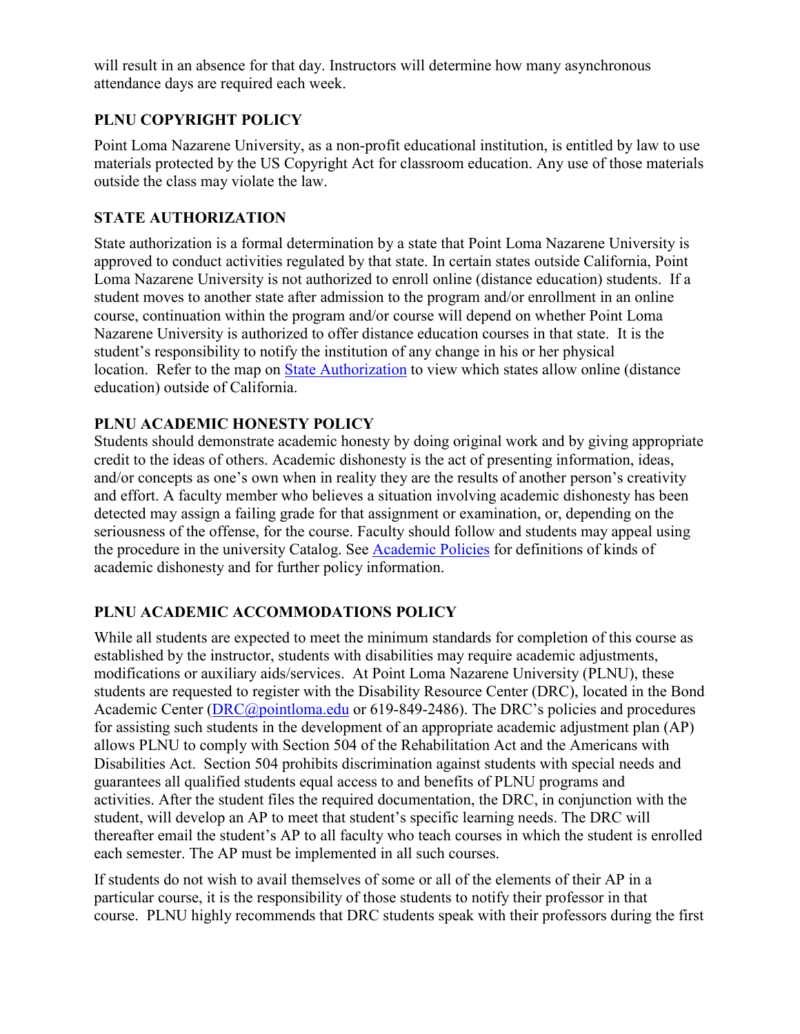will result in an absence for that day. Instructors will determine how many asynchronous attendance days are required each week.

## PLNU COPYRIGHT POLICY

Point Loma Nazarene University, as a non-profit educational institution, is entitled by law to use materials protected by the US Copyright Act for classroom education. Any use of those materials outside the class may violate the law.

## STATE AUTHORIZATION

State authorization is a formal determination by a state that Point Loma Nazarene University is approved to conduct activities regulated by that state. In certain states outside California, Point Loma Nazarene University is not authorized to enroll online (distance education) students. If a student moves to another state after admission to the program and/or enrollment in an online course, continuation within the program and/or course will depend on whether Point Loma Nazarene University is authorized to offer distance education courses in that state. It is the student's responsibility to notify the institution of any change in his or her physical location. Refer to the map on [State Authorization] to view which states allow online (distance education) outside of California.

## PLNU ACADEMIC HONESTY POLICY

Students should demonstrate academic honesty by doing original work and by giving appropriate credit to the ideas of others. Academic dishonesty is the act of presenting information, ideas, and/or concepts as one's own when in reality they are the results of another person's creativity and effort. A faculty member who believes a situation involving academic dishonesty has been detected may assign a failing grade for that assignment or examination, or, depending on the seriousness of the offense, for the course. Faculty should follow and students may appeal using the procedure in the university Catalog. See [Academic Policies] for definitions of kinds of academic dishonesty and for further policy information.

## PLNU ACADEMIC ACCOMMODATIONS POLICY

While all students are expected to meet the minimum standards for completion of this course as established by the instructor, students with disabilities may require academic adjustments, modifications or auxiliary aids/services. At Point Loma Nazarene University (PLNU), these students are requested to register with the Disability Resource Center (DRC), located in the Bond Academic Center (DRC@pointloma.edu or 619-849-2486). The DRC's policies and procedures for assisting such students in the development of an appropriate academic adjustment plan (AP) allows PLNU to comply with Section 504 of the Rehabilitation Act and the Americans with Disabilities Act. Section 504 prohibits discrimination against students with special needs and guarantees all qualified students equal access to and benefits of PLNU programs and activities. After the student files the required documentation, the DRC, in conjunction with the student, will develop an AP to meet that student's specific learning needs. The DRC will thereafter email the student's AP to all faculty who teach courses in which the student is enrolled each semester. The AP must be implemented in all such courses.

If students do not wish to avail themselves of some or all of the elements of their AP in a particular course, it is the responsibility of those students to notify their professor in that course. PLNU highly recommends that DRC students speak with their professors during the first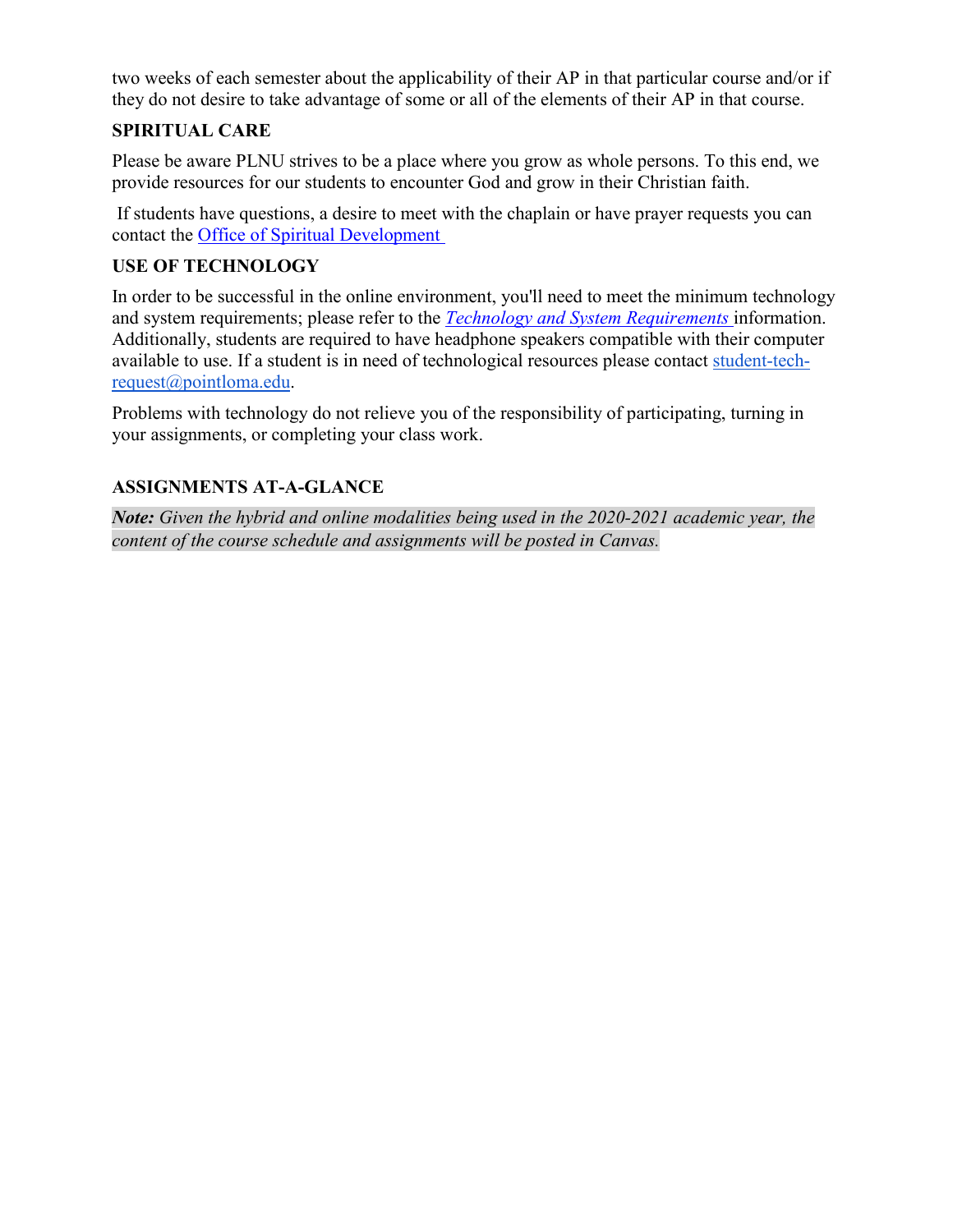two weeks of each semester about the applicability of their AP in that particular course and/or if they do not desire to take advantage of some or all of the elements of their AP in that course.

### SPIRITUAL CARE

Please be aware PLNU strives to be a place where you grow as whole persons. To this end, we provide resources for our students to encounter God and grow in their Christian faith.

If students have questions, a desire to meet with the chaplain or have prayer requests you can contact the Office of Spiritual Development

### USE OF TECHNOLOGY

In order to be successful in the online environment, you'll need to meet the minimum technology and system requirements; please refer to the *Technology and System Requirements* information. Additionally, students are required to have headphone speakers compatible with their computer available to use. If a student is in need of technological resources please contact student-tech-request@pointloma.edu.

Problems with technology do not relieve you of the responsibility of participating, turning in your assignments, or completing your class work.

### ASSIGNMENTS AT-A-GLANCE

***Note:*** *Given the hybrid and online modalities being used in the 2020-2021 academic year, the content of the course schedule and assignments will be posted in Canvas.*